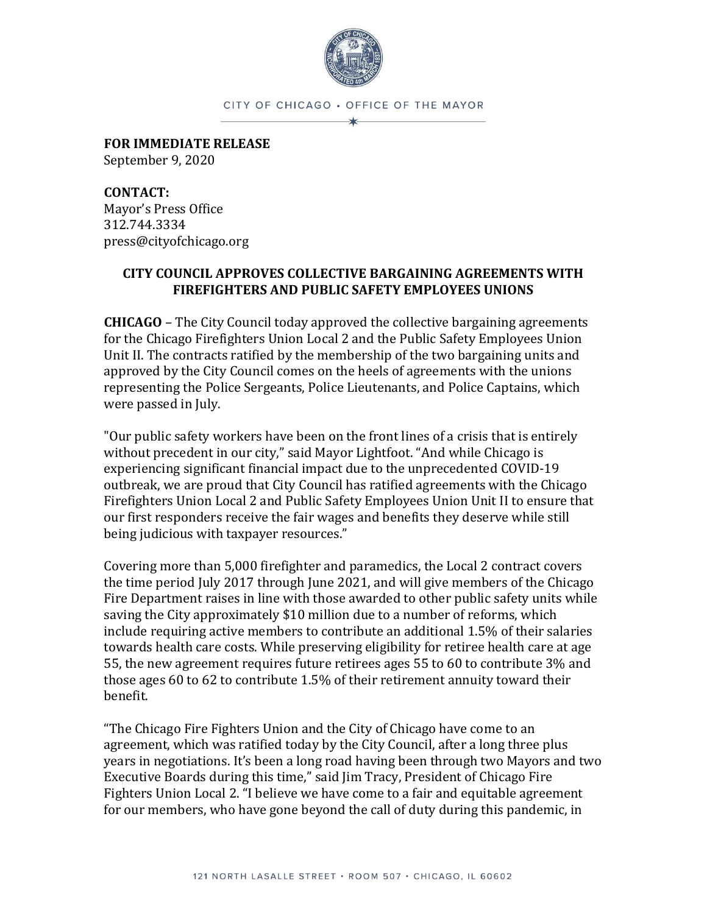CITY OF CHICAGO • OFFICE OF THE MAYOR

**FOR IMMEDIATE RELEASE**
September 9, 2020

**CONTACT:**
Mayor's Press Office
312.744.3334
press@cityofchicago.org

**CITY COUNCIL APPROVES COLLECTIVE BARGAINING AGREEMENTS WITH FIREFIGHTERS AND PUBLIC SAFETY EMPLOYEES UNIONS**

**CHICAGO** – The City Council today approved the collective bargaining agreements for the Chicago Firefighters Union Local 2 and the Public Safety Employees Union Unit II. The contracts ratified by the membership of the two bargaining units and approved by the City Council comes on the heels of agreements with the unions representing the Police Sergeants, Police Lieutenants, and Police Captains, which were passed in July.

"Our public safety workers have been on the front lines of a crisis that is entirely without precedent in our city," said Mayor Lightfoot. "And while Chicago is experiencing significant financial impact due to the unprecedented COVID-19 outbreak, we are proud that City Council has ratified agreements with the Chicago Firefighters Union Local 2 and Public Safety Employees Union Unit II to ensure that our first responders receive the fair wages and benefits they deserve while still being judicious with taxpayer resources."

Covering more than 5,000 firefighter and paramedics, the Local 2 contract covers the time period July 2017 through June 2021, and will give members of the Chicago Fire Department raises in line with those awarded to other public safety units while saving the City approximately $10 million due to a number of reforms, which include requiring active members to contribute an additional 1.5% of their salaries towards health care costs. While preserving eligibility for retiree health care at age 55, the new agreement requires future retirees ages 55 to 60 to contribute 3% and those ages 60 to 62 to contribute 1.5% of their retirement annuity toward their benefit.

"The Chicago Fire Fighters Union and the City of Chicago have come to an agreement, which was ratified today by the City Council, after a long three plus years in negotiations. It's been a long road having been through two Mayors and two Executive Boards during this time," said Jim Tracy, President of Chicago Fire Fighters Union Local 2. "I believe we have come to a fair and equitable agreement for our members, who have gone beyond the call of duty during this pandemic, in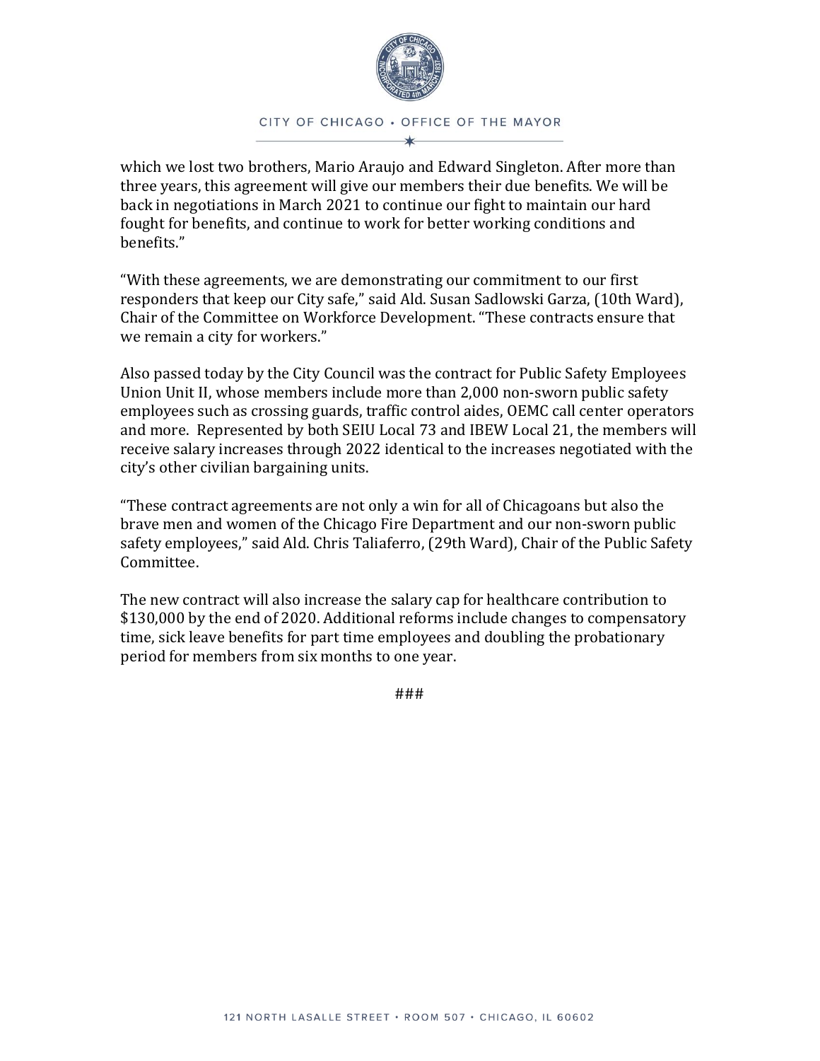which we lost two brothers, Mario Araujo and Edward Singleton. After more than three years, this agreement will give our members their due benefits. We will be back in negotiations in March 2021 to continue our fight to maintain our hard fought for benefits, and continue to work for better working conditions and benefits."

"With these agreements, we are demonstrating our commitment to our first responders that keep our City safe," said Ald. Susan Sadlowski Garza, (10th Ward), Chair of the Committee on Workforce Development. "These contracts ensure that we remain a city for workers."

Also passed today by the City Council was the contract for Public Safety Employees Union Unit II, whose members include more than 2,000 non-sworn public safety employees such as crossing guards, traffic control aides, OEMC call center operators and more. Represented by both SEIU Local 73 and IBEW Local 21, the members will receive salary increases through 2022 identical to the increases negotiated with the city's other civilian bargaining units.

"These contract agreements are not only a win for all of Chicagoans but also the brave men and women of the Chicago Fire Department and our non-sworn public safety employees," said Ald. Chris Taliaferro, (29th Ward), Chair of the Public Safety Committee.

The new contract will also increase the salary cap for healthcare contribution to $130,000 by the end of 2020. Additional reforms include changes to compensatory time, sick leave benefits for part time employees and doubling the probationary period for members from six months to one year.

###